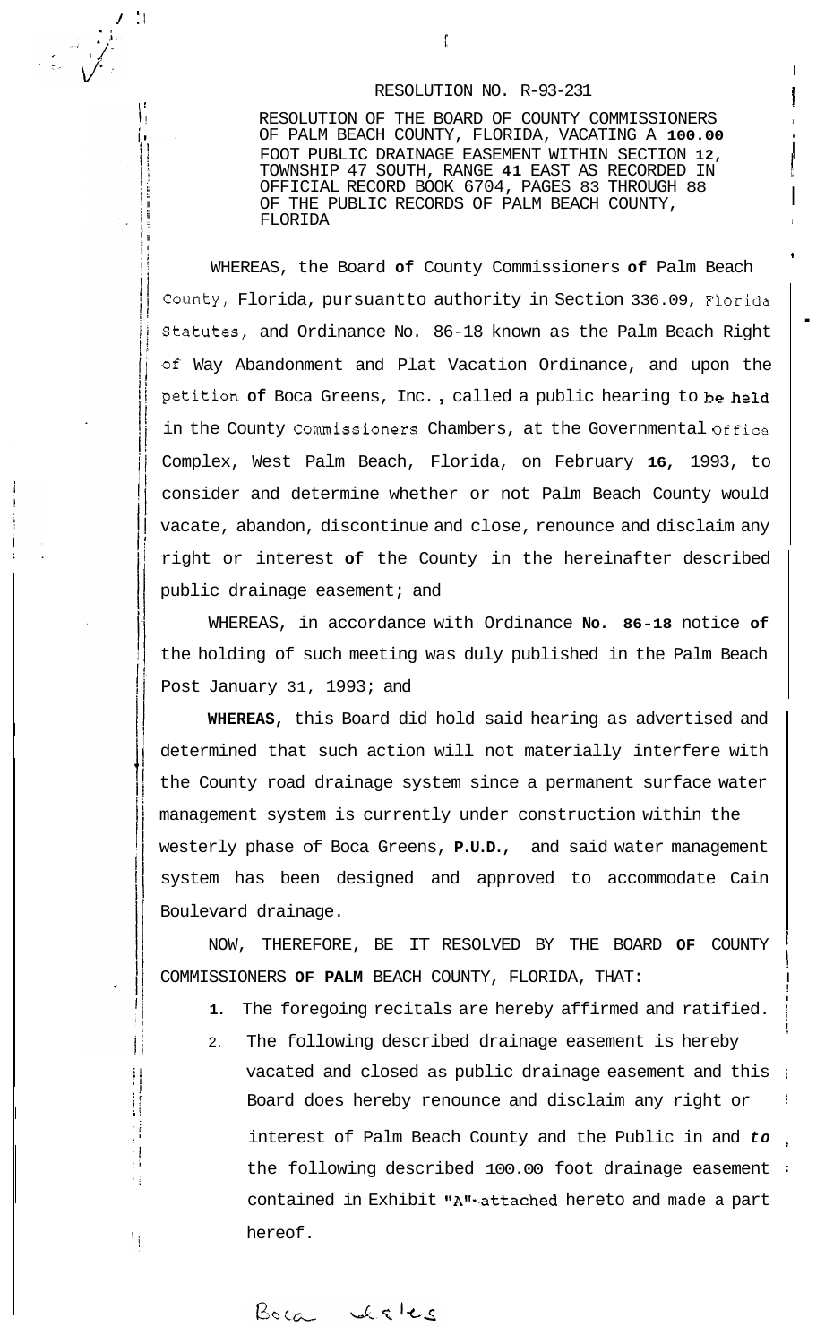# RESOLUTION NO. R-93-231

RESOLUTION OF THE BOARD OF COUNTY COMMISSIONERS OF PALM BEACH COUNTY, FLORIDA, VACATING A 100.00 FOOT PUBLIC DRAINAGE EASEMENT WITHIN SECTION 12, TOWNSHIP 47 SOUTH, RANGE 41 EAST AS RECORDED IN OFFICIAL RECORD BOOK 6704, PAGES 83 THROUGH 88 OF THE PUBLIC RECORDS OF PALM BEACH COUNTY, FLORIDA

WHEREAS, the Board of County Commissioners of Palm Beach County, Florida, pursuantto authority in Section 336.09, Florida Statutes, and Ordinance No. 86-18 known as the Palm Beach Right of Way Abandonment and Plat Vacation Ordinance, and upon the petition of Boca Greens, Inc., called a public hearing to be held in the County Commissioners Chambers, at the Governmental Office Complex, West Palm Beach, Florida, on February 16, 1993, to consider and determine whether or not Palm Beach County would vacate, abandon, discontinue and close, renounce and disclaim any right or interest of the County in the hereinafter described public drainage easement; and

WHEREAS, in accordance with Ordinance No. 86-18 notice of the holding of such meeting was duly published in the Palm Beach Post January 31, 1993; and

**WHEREAS,** this Board did hold said hearing as advertised and determined that such action will not materially interfere with the County road drainage system since a permanent surface water management system is currently under construction within the westerly phase of Boca Greens, P.U.D., and said water management system has been designed and approved to accommodate Cain Boulevard drainage.

NOW, THEREFORE, BE IT RESOLVED BY THE BOARD OF COUNTY COMMISSIONERS OF PALM BEACH COUNTY, FLORIDA, THAT:

1. The foregoing recitals are hereby affirmed and ratified.
2. The following described drainage easement is hereby vacated and closed as public drainage easement and this Board does hereby renounce and disclaim any right or interest of Palm Beach County and the Public in and to the following described 100.00 foot drainage easement contained in Exhibit "A" attached hereto and made a part hereof.

Boca Isles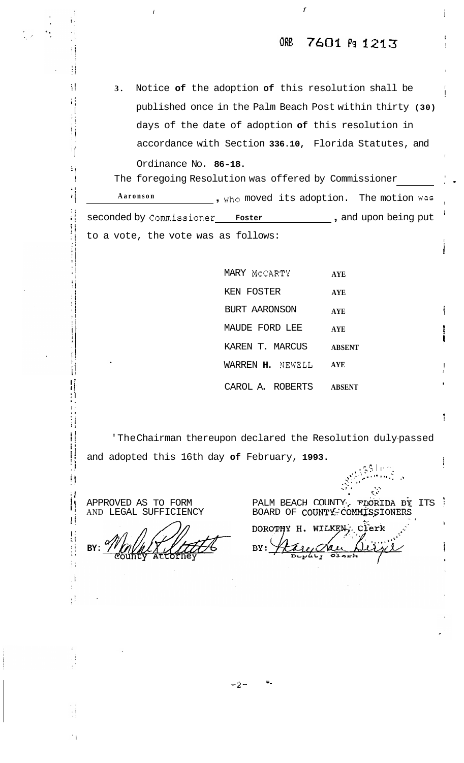ORB 7601 Pg 1213

3. Notice of the adoption of this resolution shall be published once in the Palm Beach Post within thirty (30) days of the date of adoption of this resolution in accordance with Section 336.10, Florida Statutes, and Ordinance No. 86-18.

The foregoing Resolution was offered by Commissioner Aaronson, who moved its adoption. The motion was seconded by Commissioner Foster, and upon being put to a vote, the vote was as follows:

| | |
|---|---|
| MARY McCARTY | AYE |
| KEN FOSTER | AYE |
| BURT AARONSON | AYE |
| MAUDE FORD LEE | AYE |
| KAREN T. MARCUS | ABSENT |
| WARREN H. NEWELL | AYE |
| CAROL A. ROBERTS | ABSENT |

The Chairman thereupon declared the Resolution duly passed and adopted this 16th day of February, 1993.

APPROVED AS TO FORM AND LEGAL SUFFICIENCY

BY: County Attorney

PALM BEACH COUNTY, FLORIDA BY ITS BOARD OF COUNTY COMMISSIONERS

DOROTHY H. WILKEN, Clerk

BY: Deputy Clerk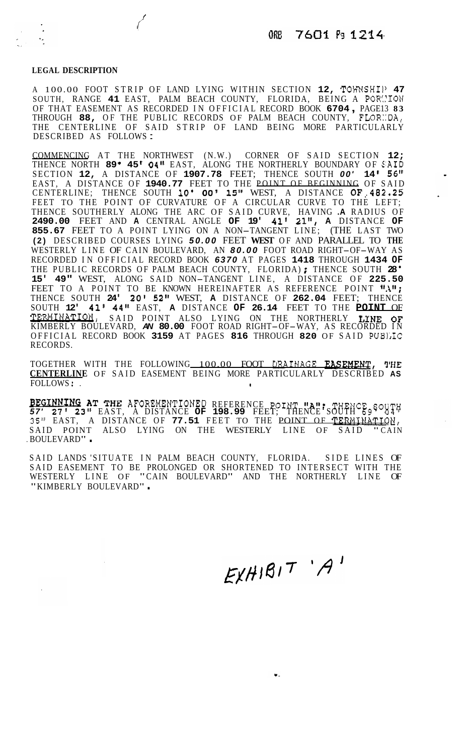ORB 7601 Pg 1214

**LEGAL DESCRIPTION**

A 100.00 FOOT STRIP OF LAND LYING WITHIN SECTION **12,** TOWNSHIP **47** SOUTH, RANGE **41** EAST, PALM BEACH COUNTY, FLORIDA, BEING A PORTION OF THAT EASEMENT AS RECORDED IN OFFICIAL RECORD BOOK **6704,** PAGE13 **83** THROUGH **88,** OF THE PUBLIC RECORDS OF PALM BEACH COUNTY, FLORIDA, THE CENTERLINE OF SAID STRIP OF LAND BEING MORE PARTICULARLY DESCRIBED AS FOLLOWS:

COMMENCING AT THE NORTHWEST (N.W.) CORNER OF SAID SECTION **12;** THENCE NORTH **89° 45' 04"** EAST, ALONG THE NORTHERLY BOUNDARY OF SAID SECTION **12,** A DISTANCE OF **1907.78** FEET; THENCE SOUTH ***00'*** **14' 56"** EAST, A DISTANCE OF **1940.77** FEET TO THE POINT OF BEGINNING OF SAID CENTERLINE; THENCE SOUTH **10° 00' 15"** WEST, A DISTANCE **OF 482.25** FEET TO THE POINT OF CURVATURE OF A CIRCULAR CURVE TO THE LEFT; THENCE SOUTHERLY ALONG THE ARC OF SAID CURVE, HAVING **A** RADIUS OF **2490.00** FEET AND **A** CENTRAL ANGLE **OF 19' 41' 21", A** DISTANCE **OF 855.67** FEET TO A POINT LYING ON A NON-TANGENT LINE; (THE LAST TWO **(2)** DESCRIBED COURSES LYING ***50.00*** FEET **WEST** OF AND PARALLEL TO THE WESTERLY LINE OF CAIN BOULEVARD, AN ***80.00*** FOOT ROAD RIGHT-OF-WAY AS RECORDED IN OFFICIAL RECORD BOOK ***6370*** AT PAGES **1418** THROUGH **1434 OF** THE PUBLIC RECORDS OF PALM BEACH COUNTY, FLORIDA)**;** THENCE SOUTH **28° 15' 49"** WEST, ALONG SAID NON-TANGENT LINE, A DISTANCE OF **225.50** FEET TO A POINT TO BE KNOWN HEREINAFTER AS REFERENCE POINT "A"; THENCE SOUTH **24' 20' 52"** WEST, **A** DISTANCE OF **262.04** FEET; THENCE SOUTH **12' 41' 44"** EAST, **A** DISTANCE **OF 26.14** FEET TO THE **POINT** OF TERMINATION, SAID POINT ALSO LYING ON THE NORTHERLY **LINE OF** KIMBERLY BOULEVARD, ***AN*** **80.00** FOOT ROAD RIGHT-OF-WAY, AS RECORDED IN OFFICIAL RECORD BOOK **3159** AT PAGES **816** THROUGH **820** OF SAID PUBLIC RECORDS.

TOGETHER WITH THE FOLLOWING 100.00 FOOT DRAINAGE **EASEMENT,** THE **CENTERLINE** OF SAID EASEMENT BEING MORE PARTICULARLY DESCRIBED **AS** FOLLOWS:

**BEGINNING AT THE** AFOREMENTIONED REFERENCE POINT "A"; THENCE SOUTH **57' 27' 23"** EAST, A DISTANCE **OF 198.99** FEET; THENCE SOUTH 69° 04' 35" EAST, A DISTANCE OF **77.51** FEET TO THE POINT OF TERMINATION, SAID POINT ALSO LYING ON THE WESTERLY LINE OF SAID "CAIN BOULEVARD".

SAID LANDS SITUATE IN PALM BEACH COUNTY, FLORIDA. SIDE LINES OF SAID EASEMENT TO BE PROLONGED OR SHORTENED TO INTERSECT WITH THE WESTERLY LINE OF "CAIN BOULEVARD" AND THE NORTHERLY LINE OF "KIMBERLY BOULEVARD".

EXHIBIT 'A'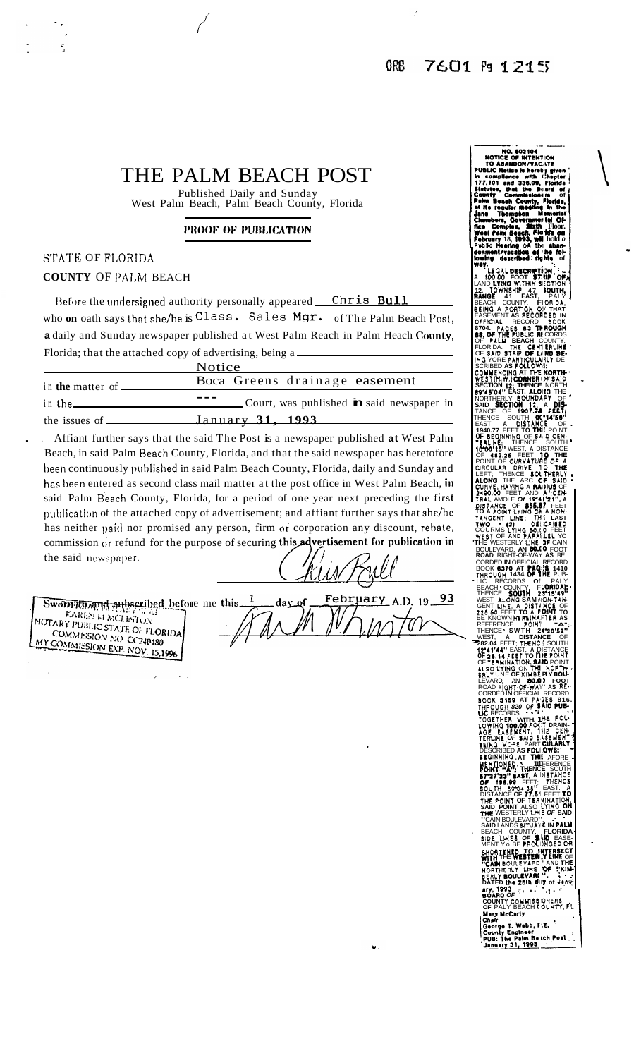ORB 7601 Pg 1215

# THE PALM BEACH POST

Published Daily and Sunday
West Palm Beach, Palm Beach County, Florida

**PROOF OF PUBLICATION**

STATE OF FLORIDA

COUNTY OF PALM BEACH

Before the undersigned authority personally appeared Chris Bull who on oath says that she/he is Class. Sales Mgr. of The Palm Beach Post, a daily and Sunday newspaper published at West Palm Beach in Palm Beach County, Florida; that the attached copy of advertising, being a Notice in the matter of Boca Greens drainage easement in the --- Court, was published in said newspaper in the issues of January 31, 1993

Affiant further says that the said The Post is a newspaper published at West Palm Beach, in said Palm Beach County, Florida, and that the said newspaper has heretofore been continuously published in said Palm Beach County, Florida, daily and Sunday and has been entered as second class mail matter at the post office in West Palm Beach, in said Palm Beach County, Florida, for a period of one year next preceding the first publication of the attached copy of advertisement; and affiant further says that she/he has neither paid nor promised any person, firm or corporation any discount, rebate, commission or refund for the purpose of securing this advertisement for publication in the said newspaper.

*[Signature]*

Sworn to and subscribed before me this 1 day of February A.D. 19 93

*[Signature]*

KAREN M MCLINTON
NOTARY PUBLIC STATE OF FLORIDA
COMMISSION NO CC240480
MY COMMISSION EXP. NOV. 15,1996

---

NO. 802104
NOTICE OF INTENTION TO ABANDON/VACATE

PUBLIC Notice is hereby given in compliance with Chapter 177.101 and 336.09, Florida Statutes, that the Board of County Commissioners of Palm Beach County, Florida, at its regular meeting in the Jane Thompson Memorial Chambers, Governmental Office Complex, Sixth Floor, West Palm Beach, Florida on February 18, 1993, will hold a Public Hearing on the abandonment/vacation of the following described rights of way.

LEGAL DESCRIPTION:
A 100.00 FOOT STRIP OF LAND LYING WITHIN SECTION 12, TOWNSHIP 47 SOUTH, RANGE 41 EAST, PALM BEACH COUNTY, FLORIDA, BEING A PORTION OF THAT EASEMENT AS RECORDED IN OFFICIAL RECORD BOOK 8704, PAGES 83 THROUGH 88, OF THE PUBLIC RECORDS OF PALM BEACH COUNTY, FLORIDA. THE CENTERLINE OF SAID STRIP OF LAND BEING MORE PARTICULARLY DESCRIBED AS FOLLOWS:
COMMENCING AT THE NORTHWEST (N.W.) CORNER OF SAID SECTION 12; THENCE NORTH 89°45'04" EAST, ALONG THE NORTHERLY BOUNDARY OF SAID SECTION 12, A DISTANCE OF 1907.78 FEET; THENCE SOUTH 00°14'56" EAST, A DISTANCE OF 1940.77 FEET TO THE POINT OF BEGINNING OF SAID CENTERLINE; THENCE SOUTH 10°00'15" WEST, A DISTANCE OF 482.25 FEET TO THE POINT OF CURVATURE OF A CIRCULAR DRIVE TO THE LEFT; THENCE SOUTHERLY ALONG THE ARC OF SAID CURVE, HAVING A RADIUS OF 2490.00 FEET AND A CENTRAL ANGLE OF 19°41'21", A DISTANCE OF 855.67 FEET TO A POINT LYING ON A NON-TANGENT LINE; (THE LAST TWO (2) DESCRIBED COURSES LYING 60.00 FEET WEST OF AND PARALLEL TO THE WESTERLY LINE OF CAIN BOULEVARD, AN 80.00 FOOT ROAD RIGHT-OF-WAY AS RECORDED IN OFFICIAL RECORD BOOK 6370 AT PAGES 1410 THROUGH 1434 OF THE PUBLIC RECORDS OF PALM BEACH COUNTY, FLORIDA); THENCE SOUTH 2°15'49" WEST, ALONG SAID NON-TANGENT LINE, A DISTANCE OF 225.50 FEET TO A POINT TO BE KNOWN HEREINAFTER AS REFERENCE POINT "A"; THENCE SOUTH 21°20'52" WEST, A DISTANCE OF 282.04 FEET; THENCE SOUTH 12°41'44" EAST, A DISTANCE OF 26.14 FEET TO THE POINT OF TERMINATION, SAID POINT ALSO LYING ON THE NORTHERLY LINE OF KIMBERLY BOULEVARD, AN 80.00 FOOT ROAD RIGHT-OF-WAY, AS RECORDED IN OFFICIAL RECORD BOOK 3159 AT PAGES 816 THROUGH 820 OF SAID PUBLIC RECORDS;
TOGETHER WITH THE FOLLOWING 100.00 FOOT DRAINAGE EASEMENT, THE CENTERLINE OF SAID EASEMENT BEING MORE PARTICULARLY DESCRIBED AS FOLLOWS:
BEGINNING AT THE AFOREMENTIONED REFERENCE POINT "A"; THENCE SOUTH 87°27'23" EAST, A DISTANCE OF 198.99 FEET; THENCE SOUTH 69°04'36" EAST, A DISTANCE OF 77.51 FEET TO THE POINT OF TERMINATION, SAID POINT ALSO LYING ON THE WESTERLY LINE OF SAID "CAIN BOULEVARD".
SAID LANDS SITUATE IN PALM BEACH COUNTY, FLORIDA.
SIDE LINES OF SAID EASEMENT TO BE PROLONGED OR SHORTENED TO INTERSECT WITH THE WESTERLY LINE OF "CAIN BOULEVARD" AND THE NORTHERLY LINE OF "KIMBERLY BOULEVARD".
DATED the 28th day of January, 1993
BOARD OF COUNTY COMMISSIONERS OF PALM BEACH COUNTY, FL
Mary McCarty
Chair
George T. Webb, P.E.
County Engineer
PUB: The Palm Beach Post
January 31, 1993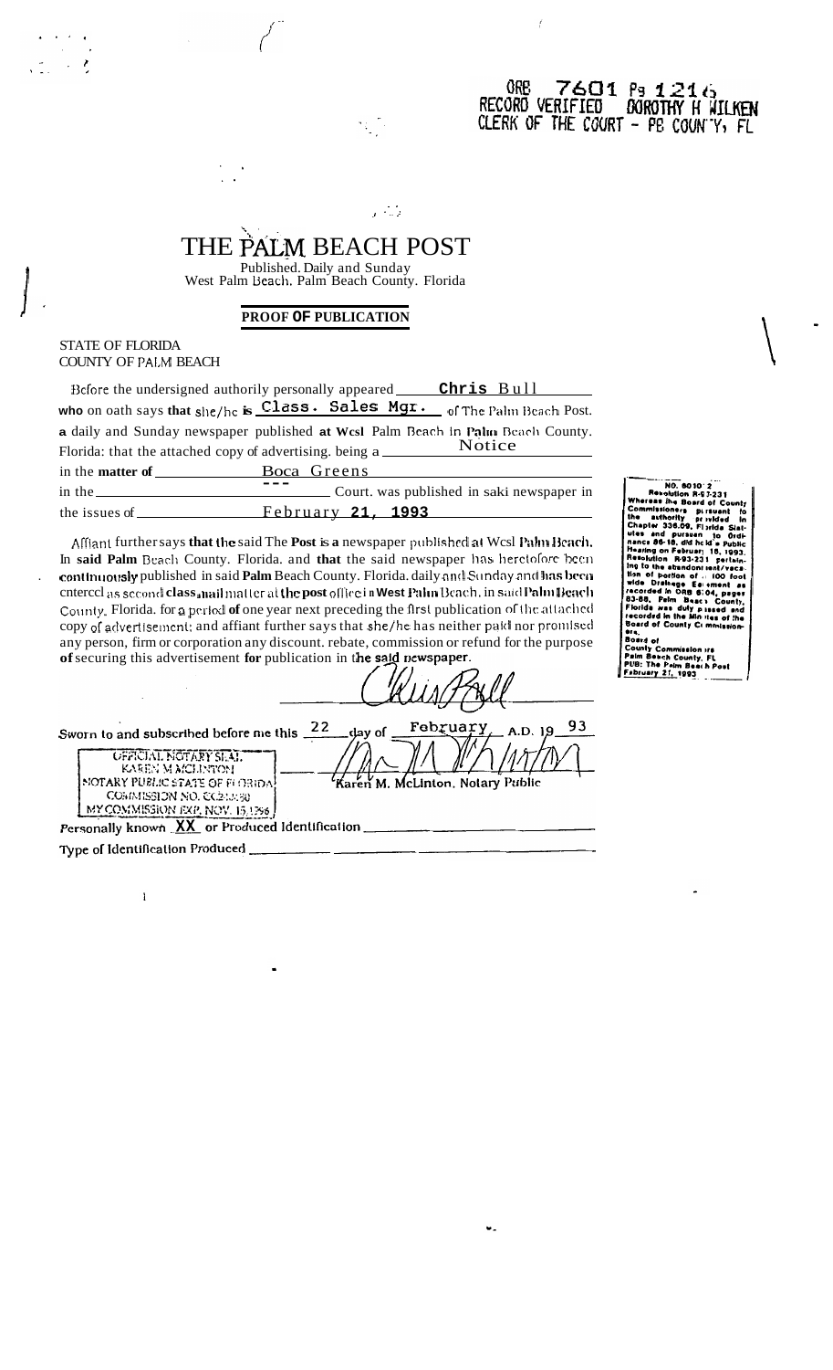ORB 7601 Pg 1216
RECORD VERIFIED DOROTHY H WILKEN
CLERK OF THE COURT - PB COUNTY, FL

# THE PALM BEACH POST

Published Daily and Sunday
West Palm Beach, Palm Beach County, Florida

## PROOF OF PUBLICATION

STATE OF FLORIDA
COUNTY OF PALM BEACH

Before the undersigned authority personally appeared **Chris Bull** who on oath says that she/he is **Class. Sales Mgr.** of The Palm Beach Post, a daily and Sunday newspaper published at West Palm Beach in Palm Beach County, Florida: that the attached copy of advertising, being a **Notice** in the matter of **Boca Greens** in the --- Court, was published in said newspaper in the issues of **February 21, 1993**

Affiant further says that the said The Post is a newspaper published at West Palm Beach, in said Palm Beach County, Florida, and that the said newspaper has heretofore been continuously published in said Palm Beach County, Florida, daily and Sunday and has been entered as second class mail matter at the post office in West Palm Beach, in said Palm Beach County, Florida, for a period of one year next preceding the first publication of the attached copy of advertisement; and affiant further says that she/he has neither paid nor promised any person, firm or corporation any discount, rebate, commission or refund for the purpose of securing this advertisement for publication in the said newspaper.

NO. 8010-2
Resolution R-93-231
Whereas the Board of County Commissioners pursuant to the authority provided in Chapter 336.09, Florida Statutes and pursuant to Ordinance 86-18, did hold a Public Hearing on February 16, 1993. Resolution R-93-231 pertaining to the abandonment/vacation of portion of a 100 foot wide Drainage Easement as recorded in ORB 6:04, pages 83-88, Palm Beach County, Florida was duly passed and recorded in the Minutes of the Board of County Commissioners.
Board of
County Commissioners
Palm Beach County, FL
PUB: The Palm Beach Post
February 21, 1993

[Signature]

Sworn to and subscribed before me this 22 day of February, A.D. 19 93

OFFICIAL NOTARY SEAL
KAREN M MCLINTON
NOTARY PUBLIC STATE OF FLORIDA
COMMISSION NO. CC2...30
MY COMMISSION EXP. NOV. 15,1996

[Signature]
Karen M. McLinton, Notary Public

Personally known XX or Produced Identification \_\_\_\_\_\_\_\_\_\_

Type of Identification Produced \_\_\_\_\_\_\_\_\_\_